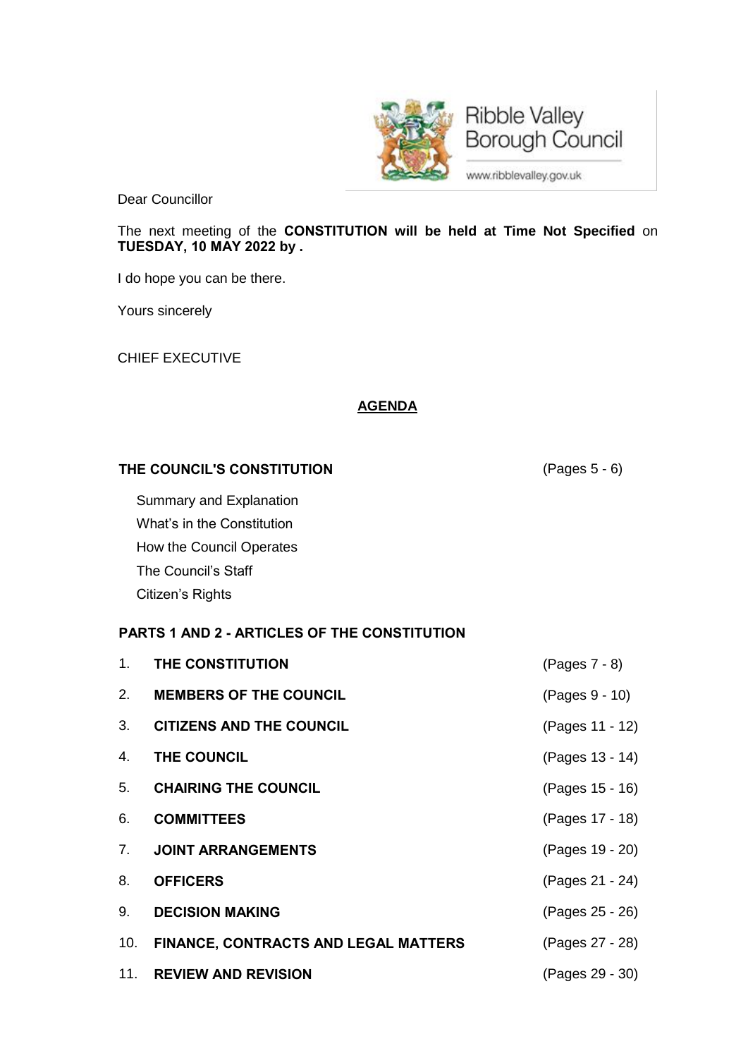Ribble Valley Borough Council

www.ribblevalley.gov.uk

Dear Councillor

The next meeting of the **CONSTITUTION will be held at Time Not Specified** on **TUESDAY, 10 MAY 2022 by .**

I do hope you can be there.

Yours sincerely

CHIEF EXECUTIVE

## AGENDA

**THE COUNCIL'S CONSTITUTION** (Pages 5 - 6)

Summary and Explanation
What's in the Constitution
How the Council Operates
The Council's Staff
Citizen's Rights

**PARTS 1 AND 2 - ARTICLES OF THE CONSTITUTION**

1. **THE CONSTITUTION** (Pages 7 - 8)
2. **MEMBERS OF THE COUNCIL** (Pages 9 - 10)
3. **CITIZENS AND THE COUNCIL** (Pages 11 - 12)
4. **THE COUNCIL** (Pages 13 - 14)
5. **CHAIRING THE COUNCIL** (Pages 15 - 16)
6. **COMMITTEES** (Pages 17 - 18)
7. **JOINT ARRANGEMENTS** (Pages 19 - 20)
8. **OFFICERS** (Pages 21 - 24)
9. **DECISION MAKING** (Pages 25 - 26)
10. **FINANCE, CONTRACTS AND LEGAL MATTERS** (Pages 27 - 28)
11. **REVIEW AND REVISION** (Pages 29 - 30)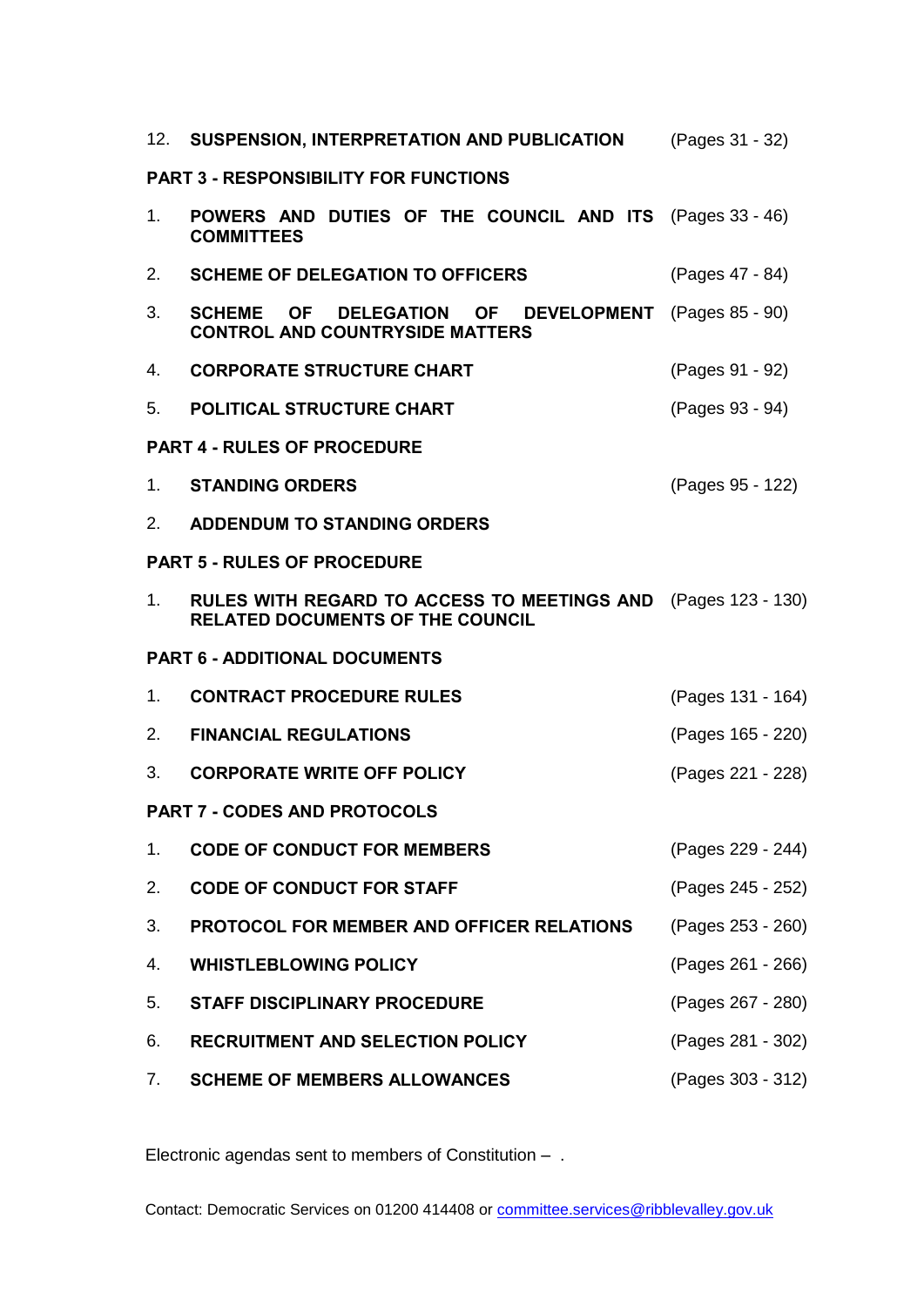12. **SUSPENSION, INTERPRETATION AND PUBLICATION** (Pages 31 - 32)

**PART 3 - RESPONSIBILITY FOR FUNCTIONS**

1. **POWERS AND DUTIES OF THE COUNCIL AND ITS COMMITTEES** (Pages 33 - 46)
2. **SCHEME OF DELEGATION TO OFFICERS** (Pages 47 - 84)
3. **SCHEME OF DELEGATION OF DEVELOPMENT CONTROL AND COUNTRYSIDE MATTERS** (Pages 85 - 90)
4. **CORPORATE STRUCTURE CHART** (Pages 91 - 92)
5. **POLITICAL STRUCTURE CHART** (Pages 93 - 94)

**PART 4 - RULES OF PROCEDURE**

1. **STANDING ORDERS** (Pages 95 - 122)
2. **ADDENDUM TO STANDING ORDERS**

**PART 5 - RULES OF PROCEDURE**

1. **RULES WITH REGARD TO ACCESS TO MEETINGS AND RELATED DOCUMENTS OF THE COUNCIL** (Pages 123 - 130)

**PART 6 - ADDITIONAL DOCUMENTS**

1. **CONTRACT PROCEDURE RULES** (Pages 131 - 164)
2. **FINANCIAL REGULATIONS** (Pages 165 - 220)
3. **CORPORATE WRITE OFF POLICY** (Pages 221 - 228)

**PART 7 - CODES AND PROTOCOLS**

1. **CODE OF CONDUCT FOR MEMBERS** (Pages 229 - 244)
2. **CODE OF CONDUCT FOR STAFF** (Pages 245 - 252)
3. **PROTOCOL FOR MEMBER AND OFFICER RELATIONS** (Pages 253 - 260)
4. **WHISTLEBLOWING POLICY** (Pages 261 - 266)
5. **STAFF DISCIPLINARY PROCEDURE** (Pages 267 - 280)
6. **RECRUITMENT AND SELECTION POLICY** (Pages 281 - 302)
7. **SCHEME OF MEMBERS ALLOWANCES** (Pages 303 - 312)

Electronic agendas sent to members of Constitution – .

Contact: Democratic Services on 01200 414408 or committee.services@ribblevalley.gov.uk